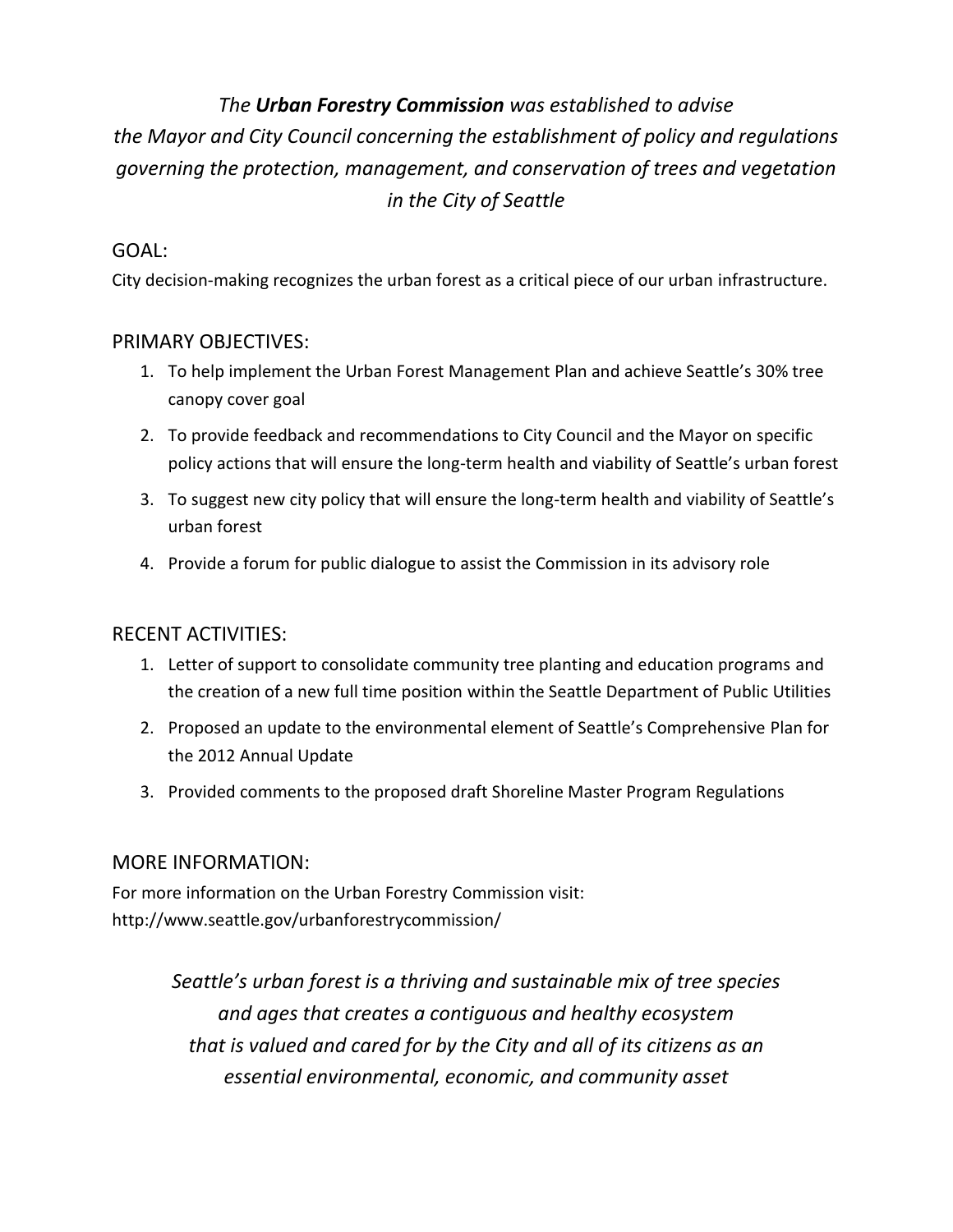*The **Urban Forestry Commission** was established to advise the Mayor and City Council concerning the establishment of policy and regulations governing the protection, management, and conservation of trees and vegetation in the City of Seattle*

## GOAL:

City decision-making recognizes the urban forest as a critical piece of our urban infrastructure.

## PRIMARY OBJECTIVES:

1. To help implement the Urban Forest Management Plan and achieve Seattle's 30% tree canopy cover goal
2. To provide feedback and recommendations to City Council and the Mayor on specific policy actions that will ensure the long-term health and viability of Seattle's urban forest
3. To suggest new city policy that will ensure the long-term health and viability of Seattle's urban forest
4. Provide a forum for public dialogue to assist the Commission in its advisory role

## RECENT ACTIVITIES:

1. Letter of support to consolidate community tree planting and education programs and the creation of a new full time position within the Seattle Department of Public Utilities
2. Proposed an update to the environmental element of Seattle's Comprehensive Plan for the 2012 Annual Update
3. Provided comments to the proposed draft Shoreline Master Program Regulations

## MORE INFORMATION:

For more information on the Urban Forestry Commission visit:
http://www.seattle.gov/urbanforestrycommission/

*Seattle's urban forest is a thriving and sustainable mix of tree species and ages that creates a contiguous and healthy ecosystem that is valued and cared for by the City and all of its citizens as an essential environmental, economic, and community asset*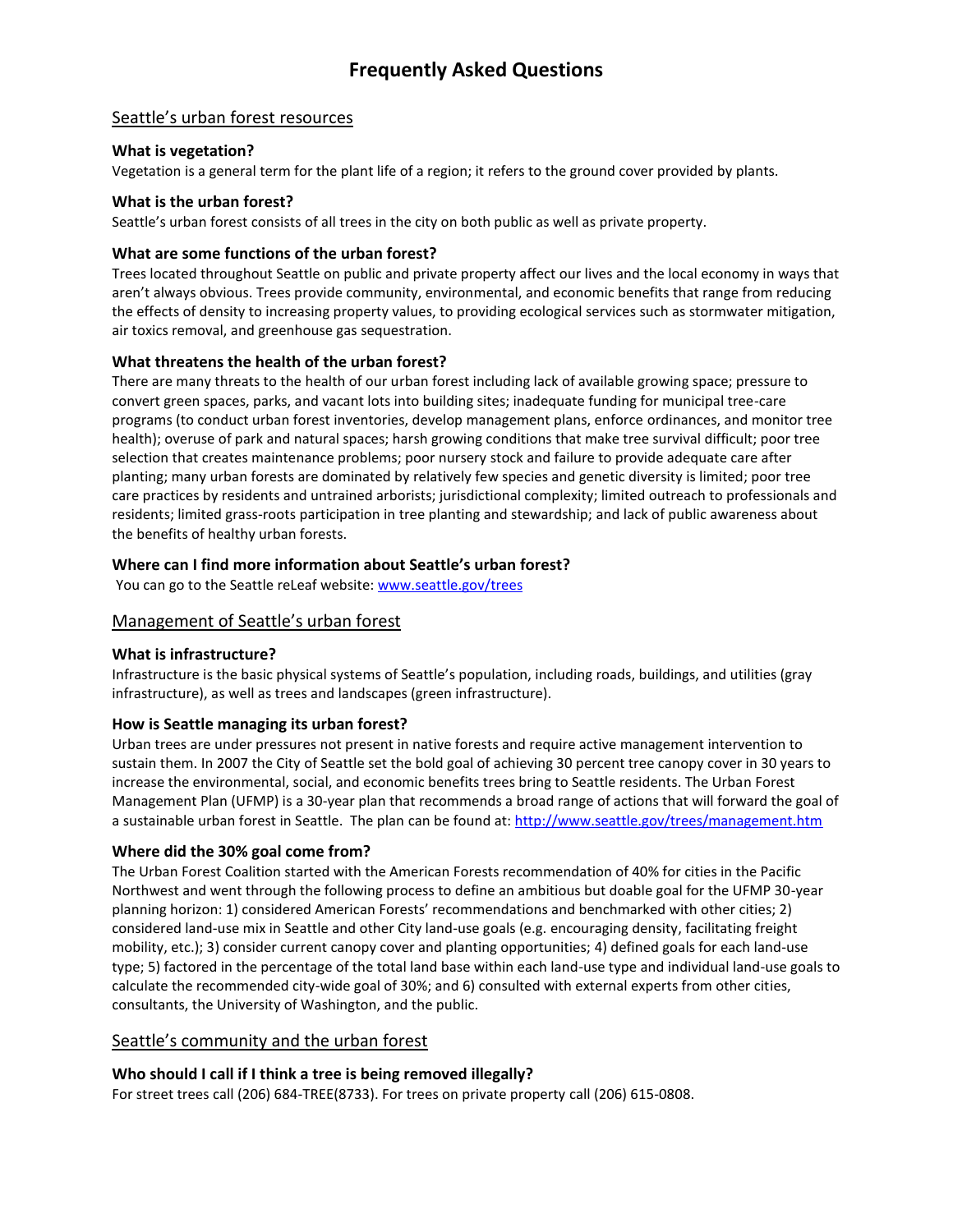# Frequently Asked Questions

## Seattle's urban forest resources

### What is vegetation?

Vegetation is a general term for the plant life of a region; it refers to the ground cover provided by plants.

### What is the urban forest?

Seattle's urban forest consists of all trees in the city on both public as well as private property.

### What are some functions of the urban forest?

Trees located throughout Seattle on public and private property affect our lives and the local economy in ways that aren't always obvious. Trees provide community, environmental, and economic benefits that range from reducing the effects of density to increasing property values, to providing ecological services such as stormwater mitigation, air toxics removal, and greenhouse gas sequestration.

### What threatens the health of the urban forest?

There are many threats to the health of our urban forest including lack of available growing space; pressure to convert green spaces, parks, and vacant lots into building sites; inadequate funding for municipal tree-care programs (to conduct urban forest inventories, develop management plans, enforce ordinances, and monitor tree health); overuse of park and natural spaces; harsh growing conditions that make tree survival difficult; poor tree selection that creates maintenance problems; poor nursery stock and failure to provide adequate care after planting; many urban forests are dominated by relatively few species and genetic diversity is limited; poor tree care practices by residents and untrained arborists; jurisdictional complexity; limited outreach to professionals and residents; limited grass-roots participation in tree planting and stewardship; and lack of public awareness about the benefits of healthy urban forests.

### Where can I find more information about Seattle's urban forest?

You can go to the Seattle reLeaf website: [www.seattle.gov/trees](http://www.seattle.gov/trees)

## Management of Seattle's urban forest

### What is infrastructure?

Infrastructure is the basic physical systems of Seattle's population, including roads, buildings, and utilities (gray infrastructure), as well as trees and landscapes (green infrastructure).

### How is Seattle managing its urban forest?

Urban trees are under pressures not present in native forests and require active management intervention to sustain them. In 2007 the City of Seattle set the bold goal of achieving 30 percent tree canopy cover in 30 years to increase the environmental, social, and economic benefits trees bring to Seattle residents. The Urban Forest Management Plan (UFMP) is a 30-year plan that recommends a broad range of actions that will forward the goal of a sustainable urban forest in Seattle. The plan can be found at: [http://www.seattle.gov/trees/management.htm](http://www.seattle.gov/trees/management.htm)

### Where did the 30% goal come from?

The Urban Forest Coalition started with the American Forests recommendation of 40% for cities in the Pacific Northwest and went through the following process to define an ambitious but doable goal for the UFMP 30-year planning horizon: 1) considered American Forests' recommendations and benchmarked with other cities; 2) considered land-use mix in Seattle and other City land-use goals (e.g. encouraging density, facilitating freight mobility, etc.); 3) consider current canopy cover and planting opportunities; 4) defined goals for each land-use type; 5) factored in the percentage of the total land base within each land-use type and individual land-use goals to calculate the recommended city-wide goal of 30%; and 6) consulted with external experts from other cities, consultants, the University of Washington, and the public.

## Seattle's community and the urban forest

### Who should I call if I think a tree is being removed illegally?

For street trees call (206) 684-TREE(8733). For trees on private property call (206) 615-0808.